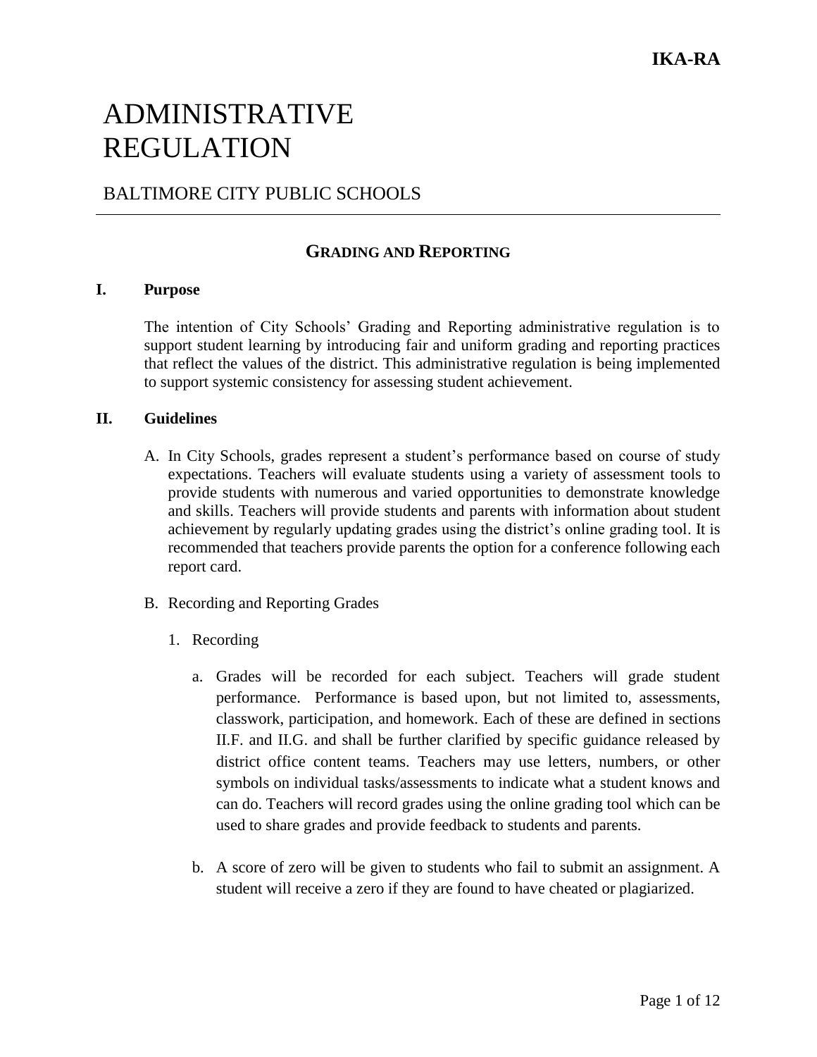# ADMINISTRATIVE REGULATION

## BALTIMORE CITY PUBLIC SCHOOLS

### GRADING AND REPORTING

**I. Purpose**

The intention of City Schools' Grading and Reporting administrative regulation is to support student learning by introducing fair and uniform grading and reporting practices that reflect the values of the district. This administrative regulation is being implemented to support systemic consistency for assessing student achievement.

**II. Guidelines**

A. In City Schools, grades represent a student's performance based on course of study expectations. Teachers will evaluate students using a variety of assessment tools to provide students with numerous and varied opportunities to demonstrate knowledge and skills. Teachers will provide students and parents with information about student achievement by regularly updating grades using the district's online grading tool. It is recommended that teachers provide parents the option for a conference following each report card.

B. Recording and Reporting Grades

1. Recording

   a. Grades will be recorded for each subject. Teachers will grade student performance. Performance is based upon, but not limited to, assessments, classwork, participation, and homework. Each of these are defined in sections II.F. and II.G. and shall be further clarified by specific guidance released by district office content teams. Teachers may use letters, numbers, or other symbols on individual tasks/assessments to indicate what a student knows and can do. Teachers will record grades using the online grading tool which can be used to share grades and provide feedback to students and parents.

   b. A score of zero will be given to students who fail to submit an assignment. A student will receive a zero if they are found to have cheated or plagiarized.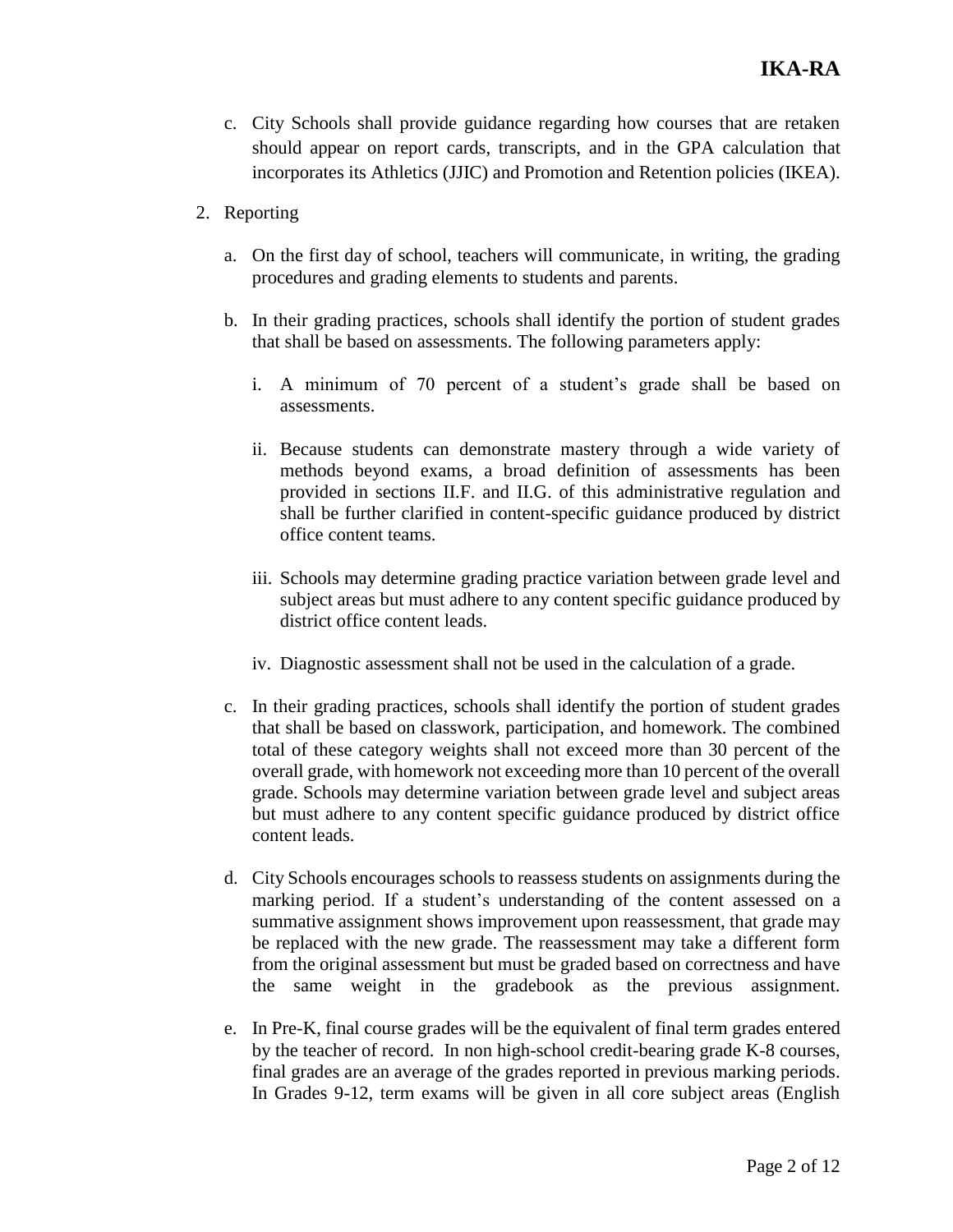c. City Schools shall provide guidance regarding how courses that are retaken should appear on report cards, transcripts, and in the GPA calculation that incorporates its Athletics (JJIC) and Promotion and Retention policies (IKEA).

2. Reporting

   a. On the first day of school, teachers will communicate, in writing, the grading procedures and grading elements to students and parents.

   b. In their grading practices, schools shall identify the portion of student grades that shall be based on assessments. The following parameters apply:

      i. A minimum of 70 percent of a student's grade shall be based on assessments.

      ii. Because students can demonstrate mastery through a wide variety of methods beyond exams, a broad definition of assessments has been provided in sections II.F. and II.G. of this administrative regulation and shall be further clarified in content-specific guidance produced by district office content teams.

      iii. Schools may determine grading practice variation between grade level and subject areas but must adhere to any content specific guidance produced by district office content leads.

      iv. Diagnostic assessment shall not be used in the calculation of a grade.

   c. In their grading practices, schools shall identify the portion of student grades that shall be based on classwork, participation, and homework. The combined total of these category weights shall not exceed more than 30 percent of the overall grade, with homework not exceeding more than 10 percent of the overall grade. Schools may determine variation between grade level and subject areas but must adhere to any content specific guidance produced by district office content leads.

   d. City Schools encourages schools to reassess students on assignments during the marking period. If a student's understanding of the content assessed on a summative assignment shows improvement upon reassessment, that grade may be replaced with the new grade. The reassessment may take a different form from the original assessment but must be graded based on correctness and have the same weight in the gradebook as the previous assignment.

   e. In Pre-K, final course grades will be the equivalent of final term grades entered by the teacher of record. In non high-school credit-bearing grade K-8 courses, final grades are an average of the grades reported in previous marking periods. In Grades 9-12, term exams will be given in all core subject areas (English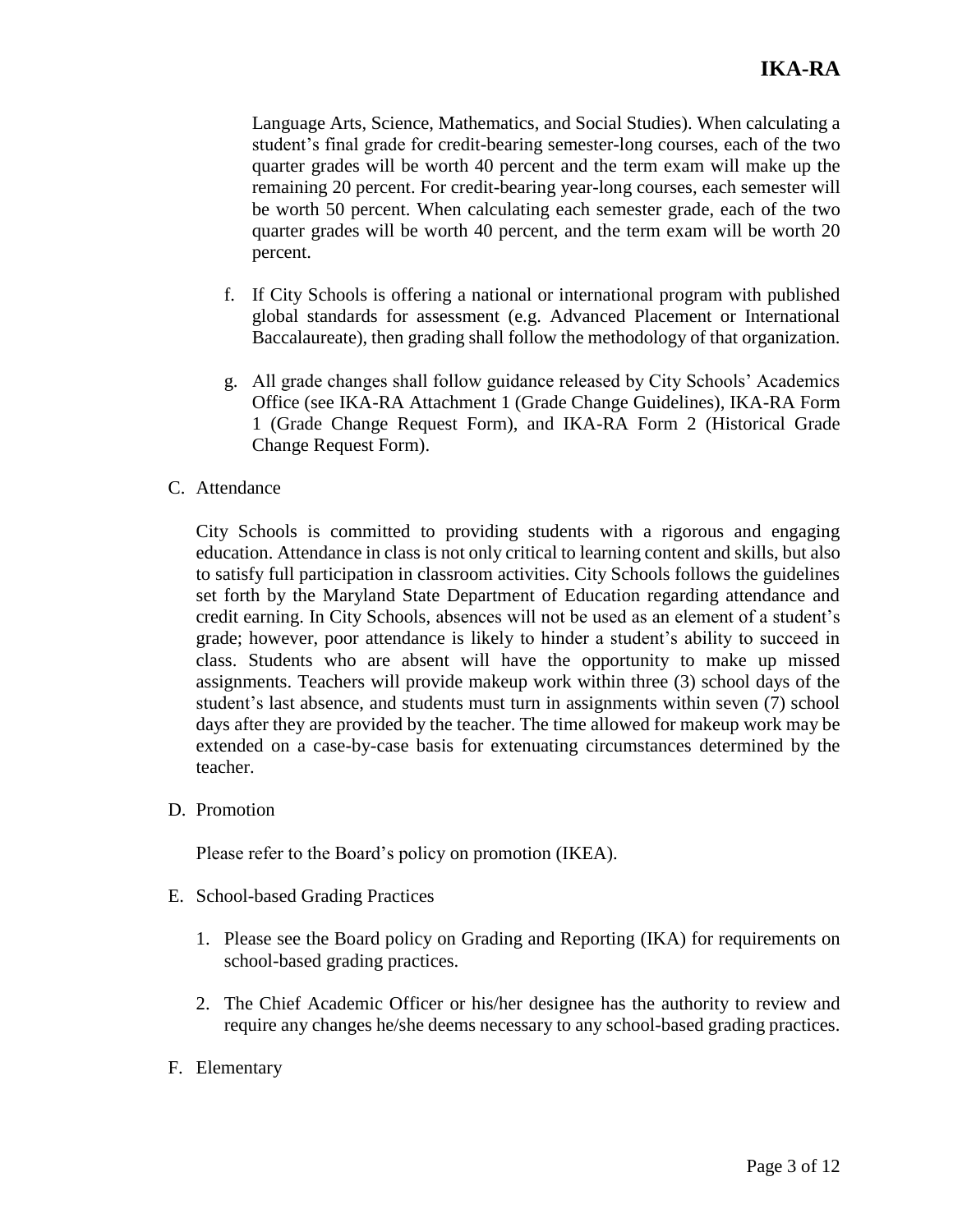Language Arts, Science, Mathematics, and Social Studies). When calculating a student's final grade for credit-bearing semester-long courses, each of the two quarter grades will be worth 40 percent and the term exam will make up the remaining 20 percent. For credit-bearing year-long courses, each semester will be worth 50 percent. When calculating each semester grade, each of the two quarter grades will be worth 40 percent, and the term exam will be worth 20 percent.

f. If City Schools is offering a national or international program with published global standards for assessment (e.g. Advanced Placement or International Baccalaureate), then grading shall follow the methodology of that organization.

g. All grade changes shall follow guidance released by City Schools' Academics Office (see IKA-RA Attachment 1 (Grade Change Guidelines), IKA-RA Form 1 (Grade Change Request Form), and IKA-RA Form 2 (Historical Grade Change Request Form).

C. Attendance

City Schools is committed to providing students with a rigorous and engaging education. Attendance in class is not only critical to learning content and skills, but also to satisfy full participation in classroom activities. City Schools follows the guidelines set forth by the Maryland State Department of Education regarding attendance and credit earning. In City Schools, absences will not be used as an element of a student's grade; however, poor attendance is likely to hinder a student's ability to succeed in class. Students who are absent will have the opportunity to make up missed assignments. Teachers will provide makeup work within three (3) school days of the student's last absence, and students must turn in assignments within seven (7) school days after they are provided by the teacher. The time allowed for makeup work may be extended on a case-by-case basis for extenuating circumstances determined by the teacher.

D. Promotion

Please refer to the Board's policy on promotion (IKEA).

E. School-based Grading Practices

1. Please see the Board policy on Grading and Reporting (IKA) for requirements on school-based grading practices.

2. The Chief Academic Officer or his/her designee has the authority to review and require any changes he/she deems necessary to any school-based grading practices.

F. Elementary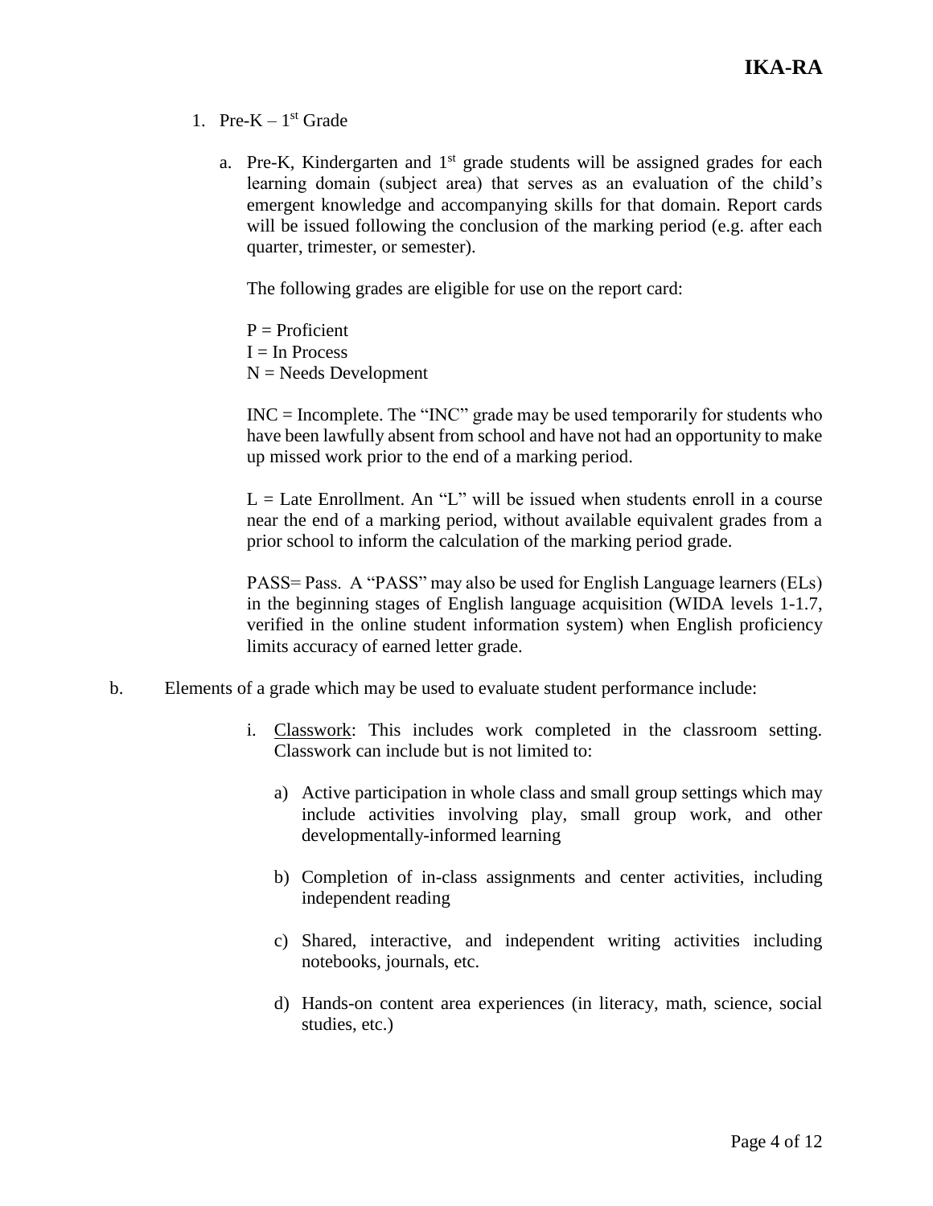1. Pre-K – 1st Grade

   a. Pre-K, Kindergarten and 1st grade students will be assigned grades for each learning domain (subject area) that serves as an evaluation of the child's emergent knowledge and accompanying skills for that domain. Report cards will be issued following the conclusion of the marking period (e.g. after each quarter, trimester, or semester).

      The following grades are eligible for use on the report card:

      P = Proficient
      I = In Process
      N = Needs Development

      INC = Incomplete. The "INC" grade may be used temporarily for students who have been lawfully absent from school and have not had an opportunity to make up missed work prior to the end of a marking period.

      L = Late Enrollment. An "L" will be issued when students enroll in a course near the end of a marking period, without available equivalent grades from a prior school to inform the calculation of the marking period grade.

      PASS= Pass. A "PASS" may also be used for English Language learners (ELs) in the beginning stages of English language acquisition (WIDA levels 1-1.7, verified in the online student information system) when English proficiency limits accuracy of earned letter grade.

b. Elements of a grade which may be used to evaluate student performance include:

   i. Classwork: This includes work completed in the classroom setting. Classwork can include but is not limited to:

      a) Active participation in whole class and small group settings which may include activities involving play, small group work, and other developmentally-informed learning

      b) Completion of in-class assignments and center activities, including independent reading

      c) Shared, interactive, and independent writing activities including notebooks, journals, etc.

      d) Hands-on content area experiences (in literacy, math, science, social studies, etc.)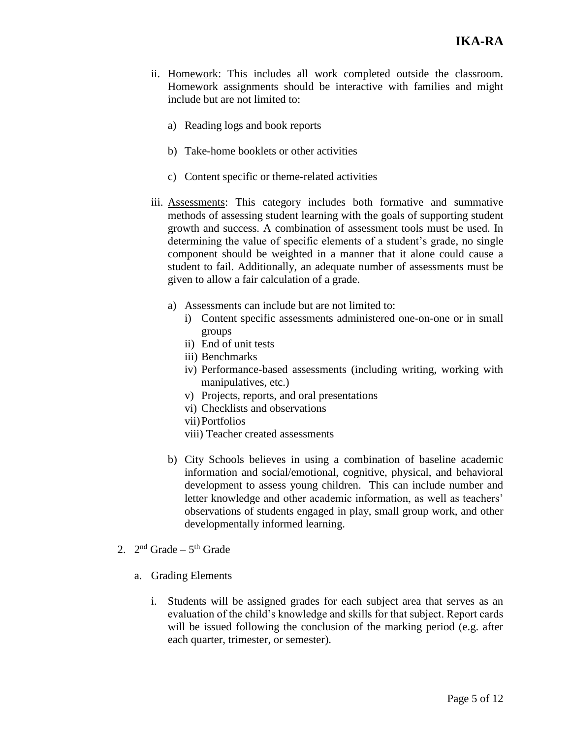ii. <u>Homework</u>: This includes all work completed outside the classroom. Homework assignments should be interactive with families and might include but are not limited to:

   a) Reading logs and book reports

   b) Take-home booklets or other activities

   c) Content specific or theme-related activities

iii. <u>Assessments</u>: This category includes both formative and summative methods of assessing student learning with the goals of supporting student growth and success. A combination of assessment tools must be used. In determining the value of specific elements of a student's grade, no single component should be weighted in a manner that it alone could cause a student to fail. Additionally, an adequate number of assessments must be given to allow a fair calculation of a grade.

   a) Assessments can include but are not limited to:
      i) Content specific assessments administered one-on-one or in small groups
      ii) End of unit tests
      iii) Benchmarks
      iv) Performance-based assessments (including writing, working with manipulatives, etc.)
      v) Projects, reports, and oral presentations
      vi) Checklists and observations
      vii) Portfolios
      viii) Teacher created assessments

   b) City Schools believes in using a combination of baseline academic information and social/emotional, cognitive, physical, and behavioral development to assess young children. This can include number and letter knowledge and other academic information, as well as teachers' observations of students engaged in play, small group work, and other developmentally informed learning.

2. 2nd Grade – 5th Grade

   a. Grading Elements

      i. Students will be assigned grades for each subject area that serves as an evaluation of the child's knowledge and skills for that subject. Report cards will be issued following the conclusion of the marking period (e.g. after each quarter, trimester, or semester).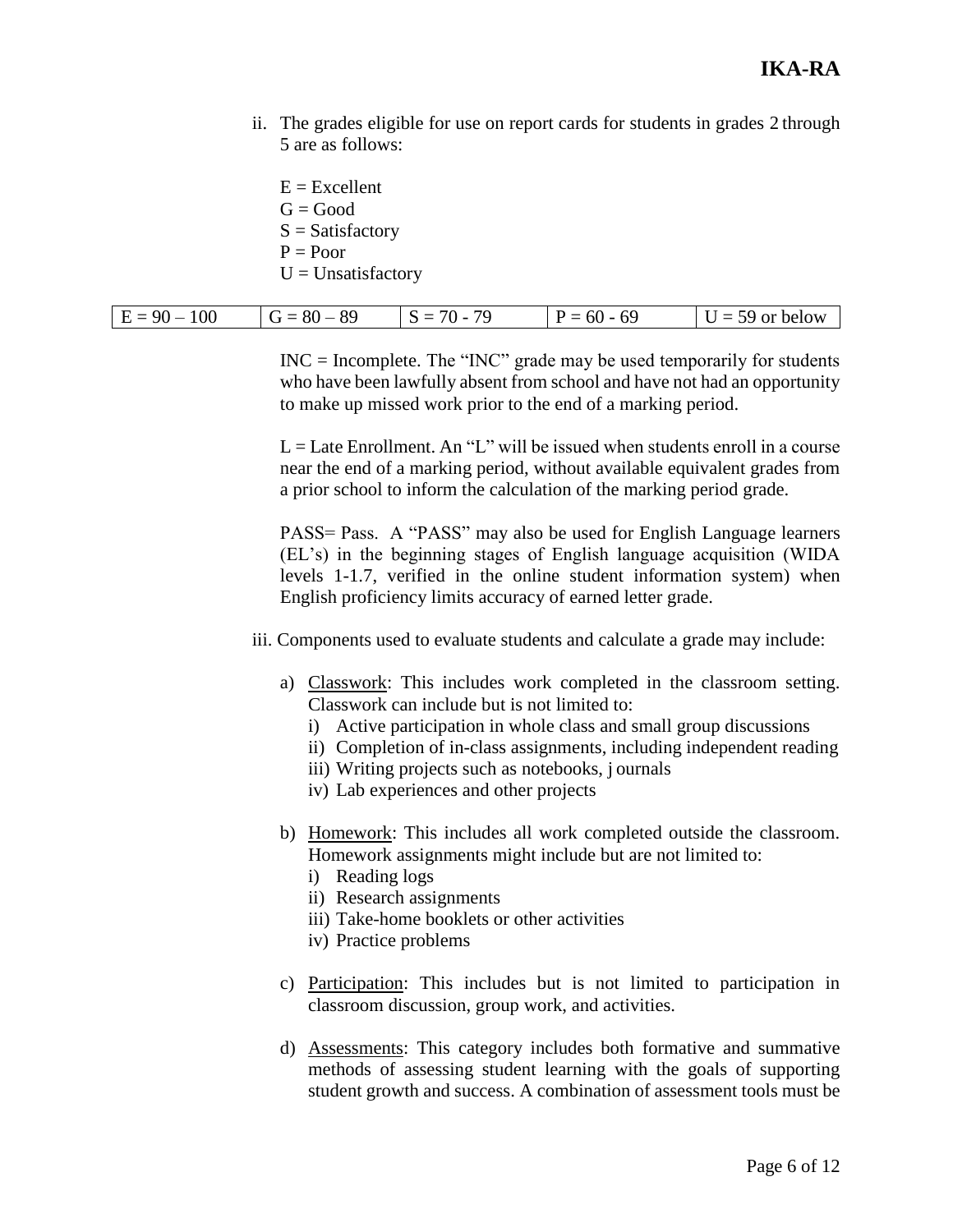ii. The grades eligible for use on report cards for students in grades 2 through 5 are as follows:

E = Excellent
G = Good
S = Satisfactory
P = Poor
U = Unsatisfactory

| E = 90 – 100 | G = 80 – 89 | S = 70 - 79 | P = 60 - 69 | U = 59 or below |
|---|---|---|---|---|

INC = Incomplete. The "INC" grade may be used temporarily for students who have been lawfully absent from school and have not had an opportunity to make up missed work prior to the end of a marking period.

L = Late Enrollment. An "L" will be issued when students enroll in a course near the end of a marking period, without available equivalent grades from a prior school to inform the calculation of the marking period grade.

PASS= Pass. A "PASS" may also be used for English Language learners (EL's) in the beginning stages of English language acquisition (WIDA levels 1-1.7, verified in the online student information system) when English proficiency limits accuracy of earned letter grade.

iii. Components used to evaluate students and calculate a grade may include:

a) Classwork: This includes work completed in the classroom setting. Classwork can include but is not limited to:
   i) Active participation in whole class and small group discussions
   ii) Completion of in-class assignments, including independent reading
   iii) Writing projects such as notebooks, j ournals
   iv) Lab experiences and other projects

b) Homework: This includes all work completed outside the classroom. Homework assignments might include but are not limited to:
   i) Reading logs
   ii) Research assignments
   iii) Take-home booklets or other activities
   iv) Practice problems

c) Participation: This includes but is not limited to participation in classroom discussion, group work, and activities.

d) Assessments: This category includes both formative and summative methods of assessing student learning with the goals of supporting student growth and success. A combination of assessment tools must be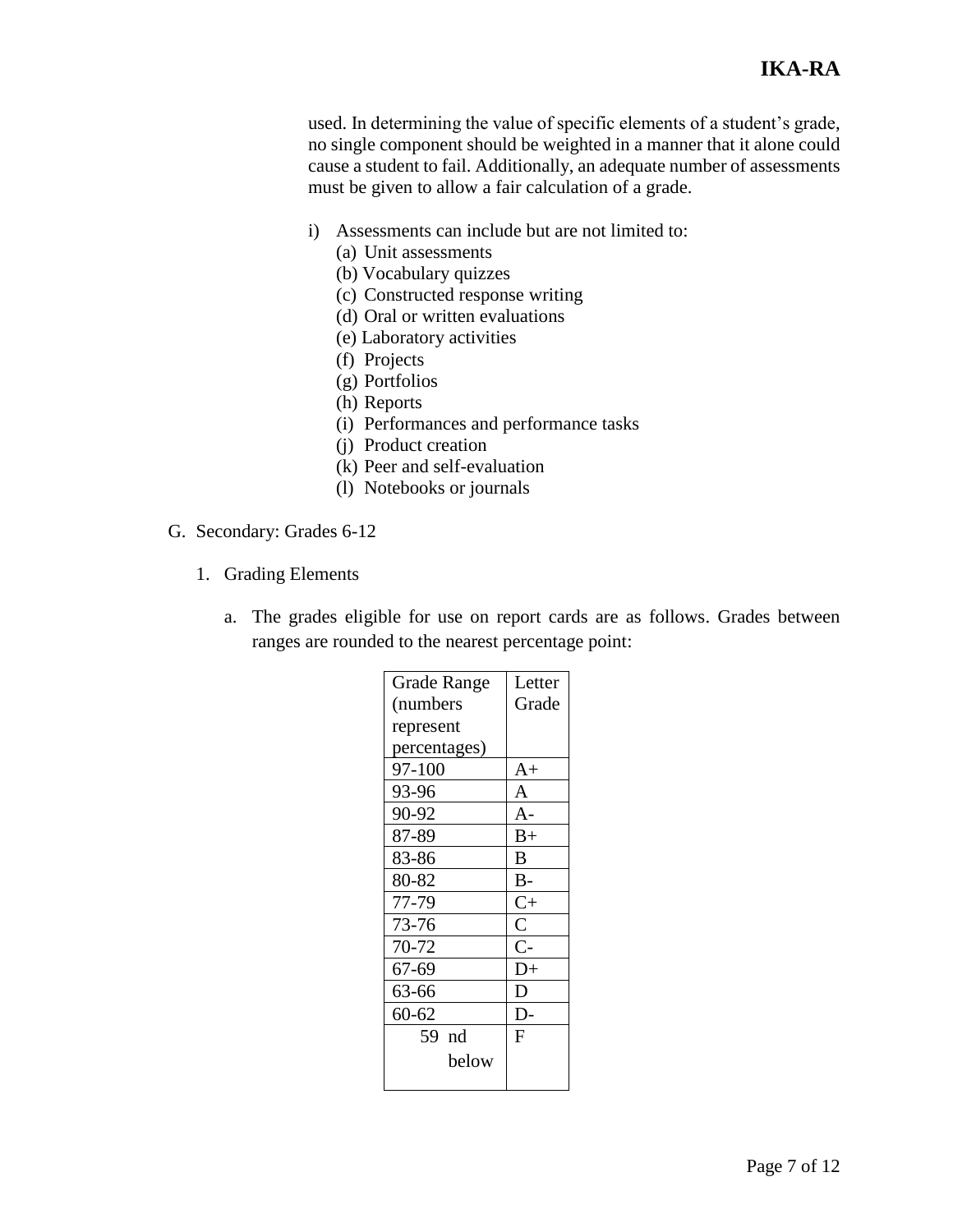used. In determining the value of specific elements of a student's grade, no single component should be weighted in a manner that it alone could cause a student to fail. Additionally, an adequate number of assessments must be given to allow a fair calculation of a grade.

i) Assessments can include but are not limited to:
   (a) Unit assessments
   (b) Vocabulary quizzes
   (c) Constructed response writing
   (d) Oral or written evaluations
   (e) Laboratory activities
   (f) Projects
   (g) Portfolios
   (h) Reports
   (i) Performances and performance tasks
   (j) Product creation
   (k) Peer and self-evaluation
   (l) Notebooks or journals

G. Secondary: Grades 6-12

1. Grading Elements

a. The grades eligible for use on report cards are as follows. Grades between ranges are rounded to the nearest percentage point:

| Grade Range (numbers represent percentages) | Letter Grade |
|---|---|
| 97-100 | A+ |
| 93-96 | A |
| 90-92 | A- |
| 87-89 | B+ |
| 83-86 | B |
| 80-82 | B- |
| 77-79 | C+ |
| 73-76 | C |
| 70-72 | C- |
| 67-69 | D+ |
| 63-66 | D |
| 60-62 | D- |
| 59 nd below | F |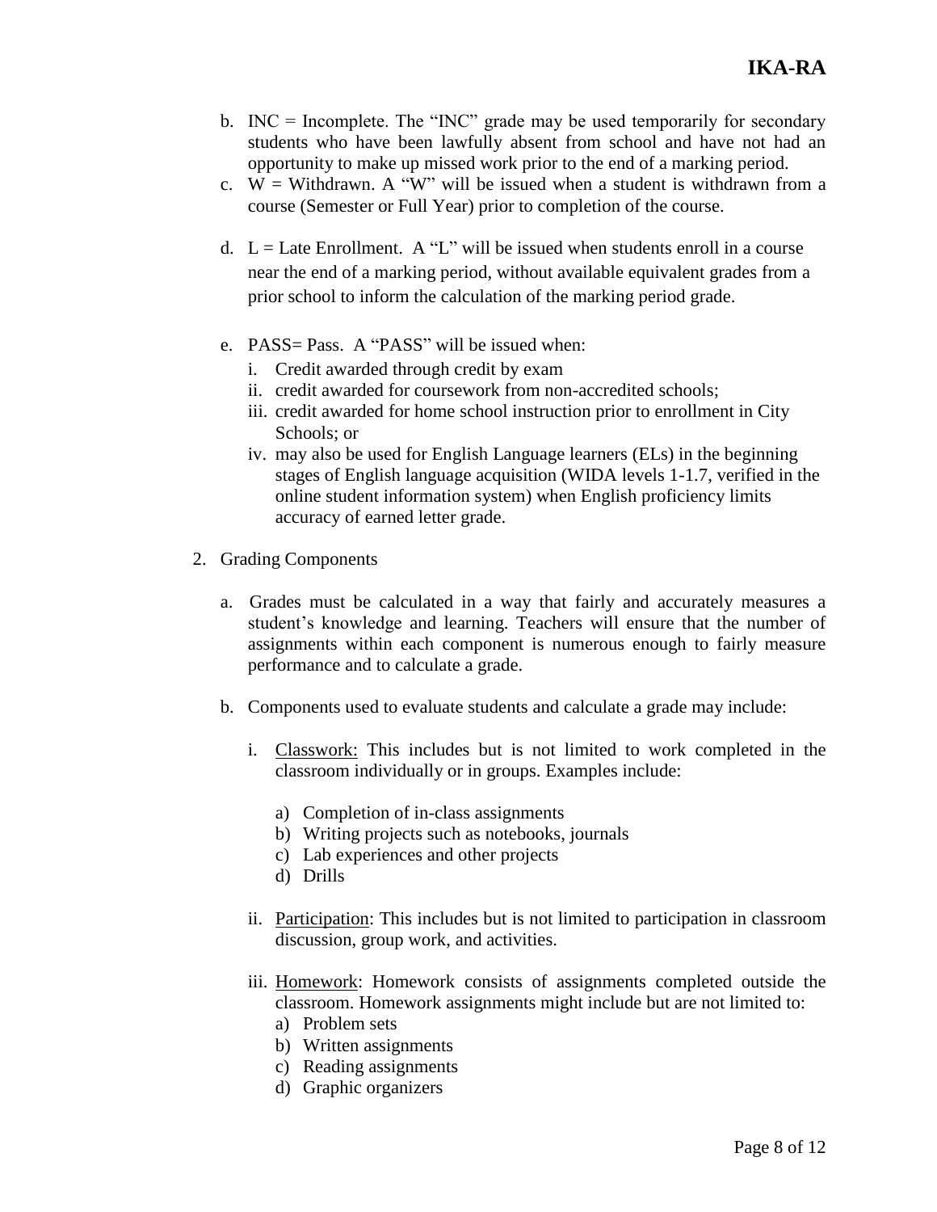b. INC = Incomplete. The "INC" grade may be used temporarily for secondary students who have been lawfully absent from school and have not had an opportunity to make up missed work prior to the end of a marking period.

c. W = Withdrawn. A "W" will be issued when a student is withdrawn from a course (Semester or Full Year) prior to completion of the course.

d. L = Late Enrollment. A "L" will be issued when students enroll in a course near the end of a marking period, without available equivalent grades from a prior school to inform the calculation of the marking period grade.

e. PASS= Pass. A "PASS" will be issued when:
   i. Credit awarded through credit by exam
   ii. credit awarded for coursework from non-accredited schools;
   iii. credit awarded for home school instruction prior to enrollment in City Schools; or
   iv. may also be used for English Language learners (ELs) in the beginning stages of English language acquisition (WIDA levels 1-1.7, verified in the online student information system) when English proficiency limits accuracy of earned letter grade.

2. Grading Components

   a. Grades must be calculated in a way that fairly and accurately measures a student's knowledge and learning. Teachers will ensure that the number of assignments within each component is numerous enough to fairly measure performance and to calculate a grade.

   b. Components used to evaluate students and calculate a grade may include:

      i. Classwork: This includes but is not limited to work completed in the classroom individually or in groups. Examples include:

         a) Completion of in-class assignments
         b) Writing projects such as notebooks, journals
         c) Lab experiences and other projects
         d) Drills

      ii. Participation: This includes but is not limited to participation in classroom discussion, group work, and activities.

      iii. Homework: Homework consists of assignments completed outside the classroom. Homework assignments might include but are not limited to:
         a) Problem sets
         b) Written assignments
         c) Reading assignments
         d) Graphic organizers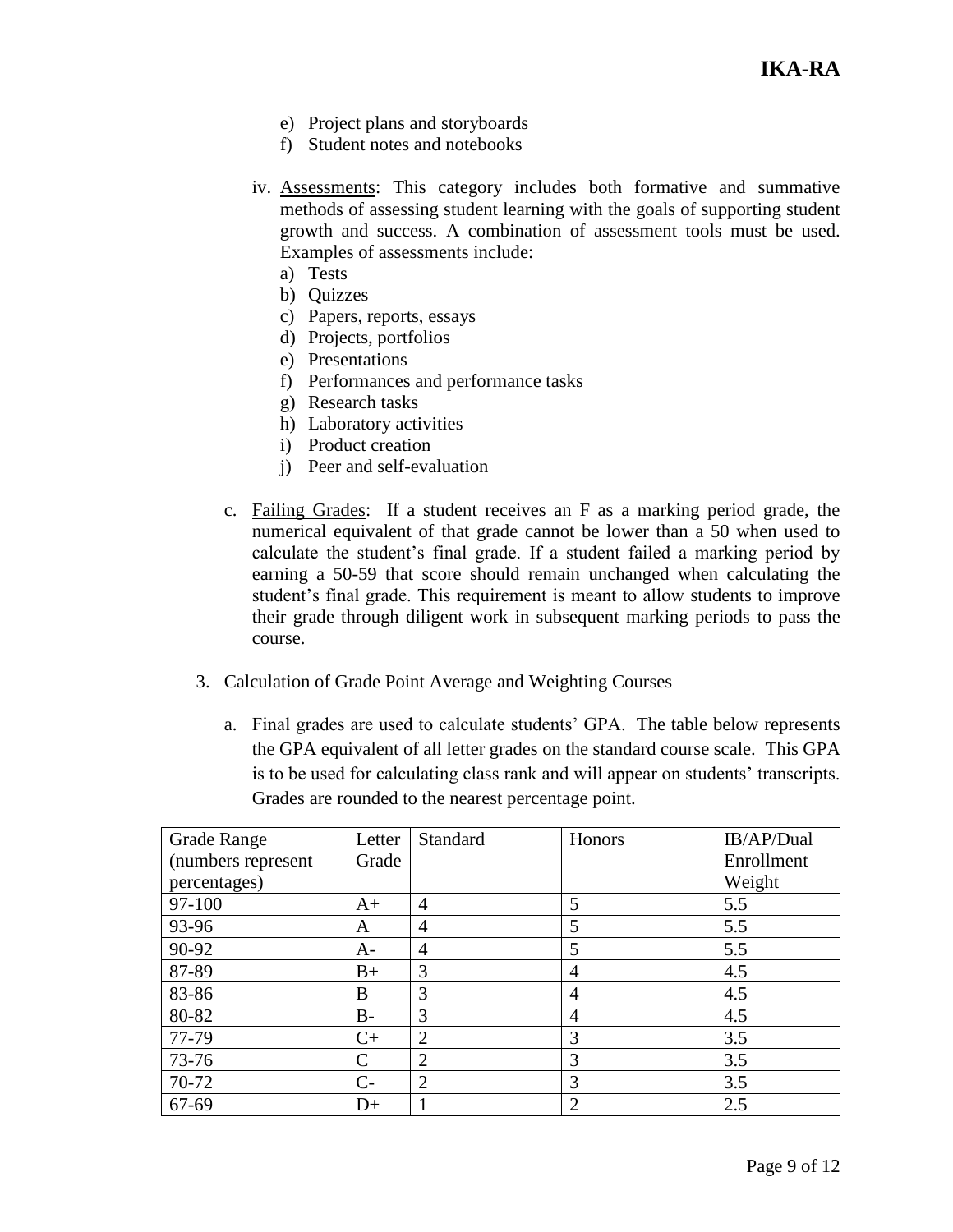e) Project plans and storyboards
f) Student notes and notebooks

iv. Assessments: This category includes both formative and summative methods of assessing student learning with the goals of supporting student growth and success. A combination of assessment tools must be used. Examples of assessments include:

a) Tests
b) Quizzes
c) Papers, reports, essays
d) Projects, portfolios
e) Presentations
f) Performances and performance tasks
g) Research tasks
h) Laboratory activities
i) Product creation
j) Peer and self-evaluation

c. Failing Grades: If a student receives an F as a marking period grade, the numerical equivalent of that grade cannot be lower than a 50 when used to calculate the student's final grade. If a student failed a marking period by earning a 50-59 that score should remain unchanged when calculating the student's final grade. This requirement is meant to allow students to improve their grade through diligent work in subsequent marking periods to pass the course.

3. Calculation of Grade Point Average and Weighting Courses

a. Final grades are used to calculate students' GPA. The table below represents the GPA equivalent of all letter grades on the standard course scale. This GPA is to be used for calculating class rank and will appear on students' transcripts. Grades are rounded to the nearest percentage point.

| Grade Range (numbers represent percentages) | Letter Grade | Standard | Honors | IB/AP/Dual Enrollment Weight |
|---|---|---|---|---|
| 97-100 | A+ | 4 | 5 | 5.5 |
| 93-96 | A | 4 | 5 | 5.5 |
| 90-92 | A- | 4 | 5 | 5.5 |
| 87-89 | B+ | 3 | 4 | 4.5 |
| 83-86 | B | 3 | 4 | 4.5 |
| 80-82 | B- | 3 | 4 | 4.5 |
| 77-79 | C+ | 2 | 3 | 3.5 |
| 73-76 | C | 2 | 3 | 3.5 |
| 70-72 | C- | 2 | 3 | 3.5 |
| 67-69 | D+ | 1 | 2 | 2.5 |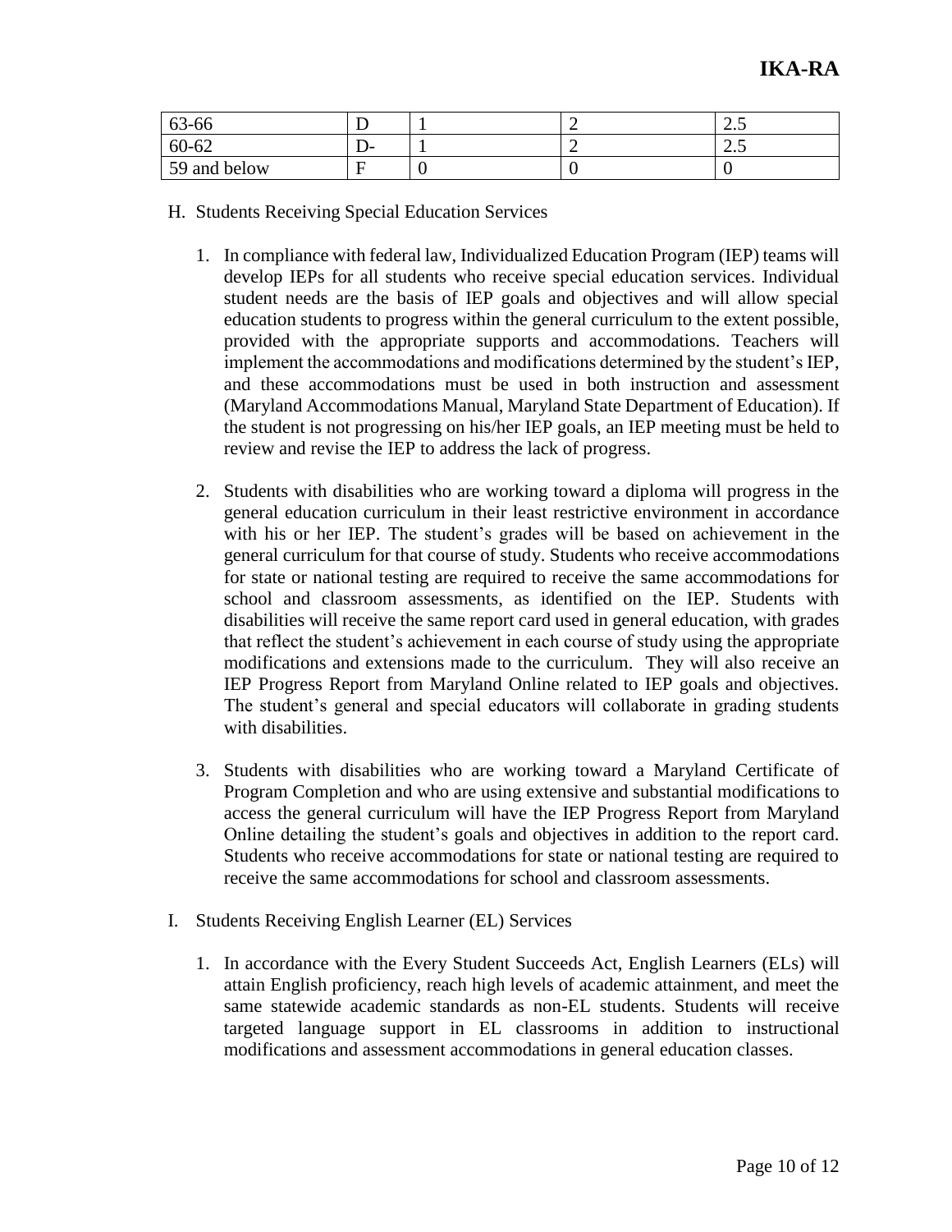| | | | | |
|---|---|---|---|---|
| 63-66 | D | 1 | 2 | 2.5 |
| 60-62 | D- | 1 | 2 | 2.5 |
| 59 and below | F | 0 | 0 | 0 |

H. Students Receiving Special Education Services

1. In compliance with federal law, Individualized Education Program (IEP) teams will develop IEPs for all students who receive special education services. Individual student needs are the basis of IEP goals and objectives and will allow special education students to progress within the general curriculum to the extent possible, provided with the appropriate supports and accommodations. Teachers will implement the accommodations and modifications determined by the student's IEP, and these accommodations must be used in both instruction and assessment (Maryland Accommodations Manual, Maryland State Department of Education). If the student is not progressing on his/her IEP goals, an IEP meeting must be held to review and revise the IEP to address the lack of progress.

2. Students with disabilities who are working toward a diploma will progress in the general education curriculum in their least restrictive environment in accordance with his or her IEP. The student's grades will be based on achievement in the general curriculum for that course of study. Students who receive accommodations for state or national testing are required to receive the same accommodations for school and classroom assessments, as identified on the IEP. Students with disabilities will receive the same report card used in general education, with grades that reflect the student's achievement in each course of study using the appropriate modifications and extensions made to the curriculum. They will also receive an IEP Progress Report from Maryland Online related to IEP goals and objectives. The student's general and special educators will collaborate in grading students with disabilities.

3. Students with disabilities who are working toward a Maryland Certificate of Program Completion and who are using extensive and substantial modifications to access the general curriculum will have the IEP Progress Report from Maryland Online detailing the student's goals and objectives in addition to the report card. Students who receive accommodations for state or national testing are required to receive the same accommodations for school and classroom assessments.

I. Students Receiving English Learner (EL) Services

1. In accordance with the Every Student Succeeds Act, English Learners (ELs) will attain English proficiency, reach high levels of academic attainment, and meet the same statewide academic standards as non-EL students. Students will receive targeted language support in EL classrooms in addition to instructional modifications and assessment accommodations in general education classes.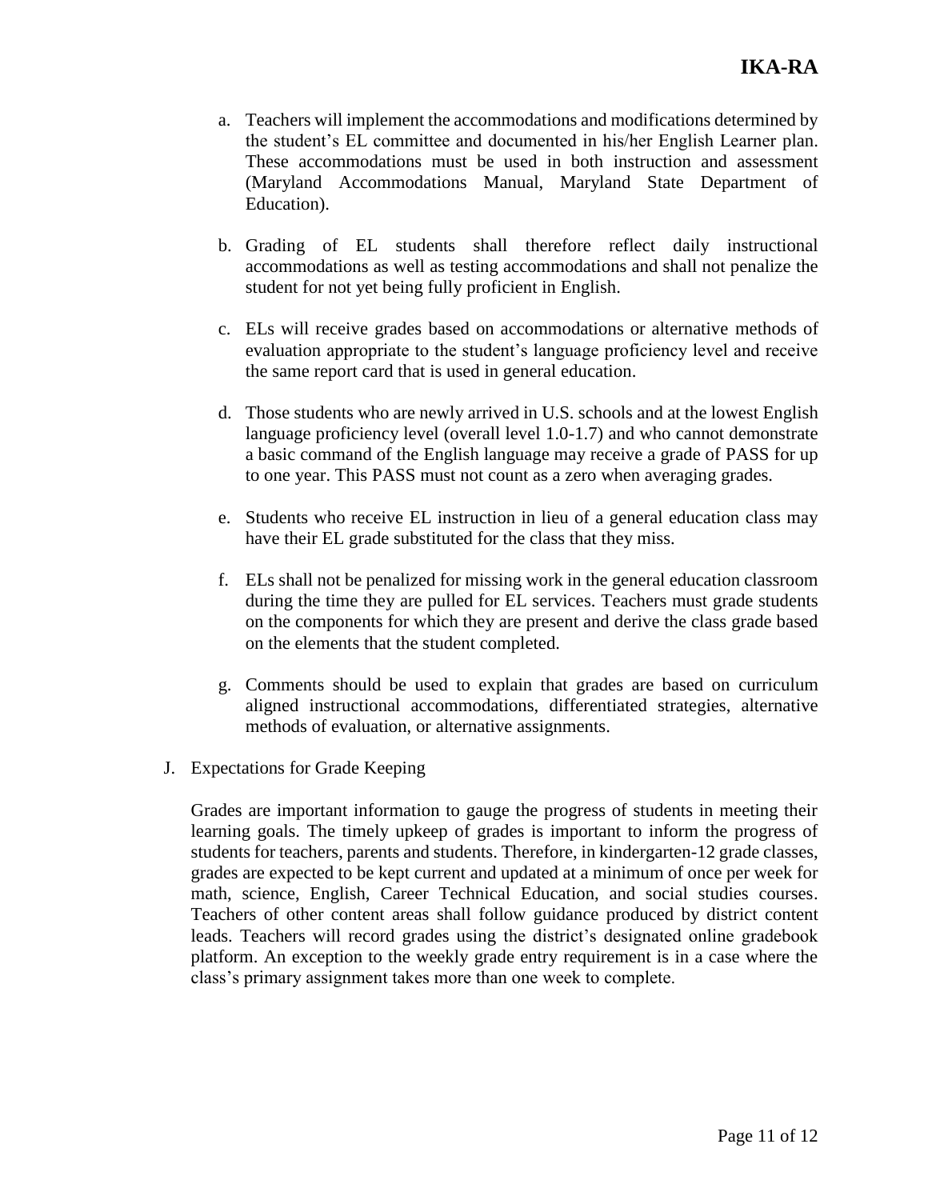a. Teachers will implement the accommodations and modifications determined by the student's EL committee and documented in his/her English Learner plan. These accommodations must be used in both instruction and assessment (Maryland Accommodations Manual, Maryland State Department of Education).

b. Grading of EL students shall therefore reflect daily instructional accommodations as well as testing accommodations and shall not penalize the student for not yet being fully proficient in English.

c. ELs will receive grades based on accommodations or alternative methods of evaluation appropriate to the student's language proficiency level and receive the same report card that is used in general education.

d. Those students who are newly arrived in U.S. schools and at the lowest English language proficiency level (overall level 1.0-1.7) and who cannot demonstrate a basic command of the English language may receive a grade of PASS for up to one year. This PASS must not count as a zero when averaging grades.

e. Students who receive EL instruction in lieu of a general education class may have their EL grade substituted for the class that they miss.

f. ELs shall not be penalized for missing work in the general education classroom during the time they are pulled for EL services. Teachers must grade students on the components for which they are present and derive the class grade based on the elements that the student completed.

g. Comments should be used to explain that grades are based on curriculum aligned instructional accommodations, differentiated strategies, alternative methods of evaluation, or alternative assignments.

J. Expectations for Grade Keeping

Grades are important information to gauge the progress of students in meeting their learning goals. The timely upkeep of grades is important to inform the progress of students for teachers, parents and students. Therefore, in kindergarten-12 grade classes, grades are expected to be kept current and updated at a minimum of once per week for math, science, English, Career Technical Education, and social studies courses. Teachers of other content areas shall follow guidance produced by district content leads. Teachers will record grades using the district's designated online gradebook platform. An exception to the weekly grade entry requirement is in a case where the class's primary assignment takes more than one week to complete.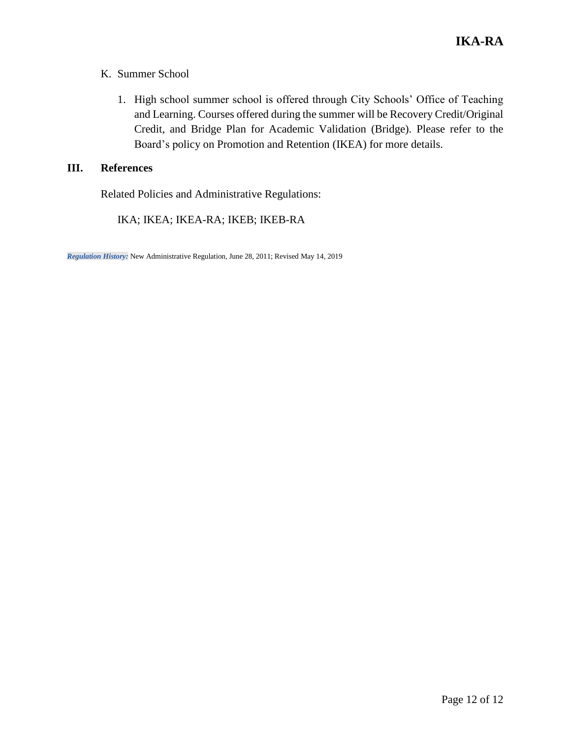K. Summer School

1. High school summer school is offered through City Schools' Office of Teaching and Learning. Courses offered during the summer will be Recovery Credit/Original Credit, and Bridge Plan for Academic Validation (Bridge). Please refer to the Board's policy on Promotion and Retention (IKEA) for more details.

## III. References

Related Policies and Administrative Regulations:

IKA; IKEA; IKEA-RA; IKEB; IKEB-RA

***Regulation History:*** New Administrative Regulation, June 28, 2011; Revised May 14, 2019